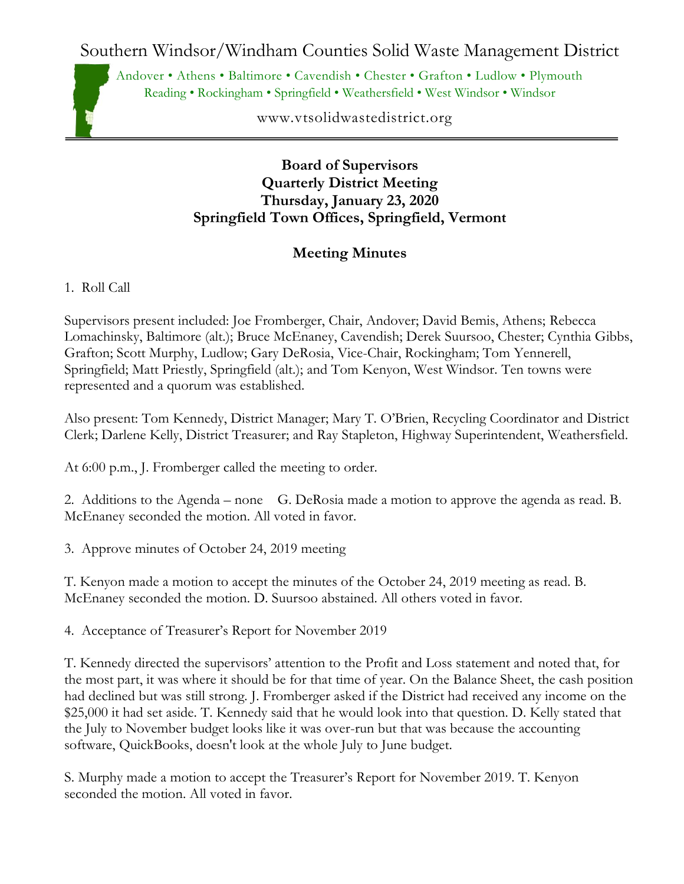# Southern Windsor/Windham Counties Solid Waste Management District

Andover • Athens • Baltimore • Cavendish • Chester • Grafton • Ludlow • Plymouth
Reading • Rockingham • Springfield • Weathersfield • West Windsor • Windsor

www.vtsolidwastedistrict.org

## Board of Supervisors
## Quarterly District Meeting
## Thursday, January 23, 2020
## Springfield Town Offices, Springfield, Vermont

## Meeting Minutes

1. Roll Call

Supervisors present included: Joe Fromberger, Chair, Andover; David Bemis, Athens; Rebecca Lomachinsky, Baltimore (alt.); Bruce McEnaney, Cavendish; Derek Suursoo, Chester; Cynthia Gibbs, Grafton; Scott Murphy, Ludlow; Gary DeRosia, Vice-Chair, Rockingham; Tom Yennerell, Springfield; Matt Priestly, Springfield (alt.); and Tom Kenyon, West Windsor. Ten towns were represented and a quorum was established.

Also present: Tom Kennedy, District Manager; Mary T. O'Brien, Recycling Coordinator and District Clerk; Darlene Kelly, District Treasurer; and Ray Stapleton, Highway Superintendent, Weathersfield.

At 6:00 p.m., J. Fromberger called the meeting to order.

2. Additions to the Agenda – none G. DeRosia made a motion to approve the agenda as read. B. McEnaney seconded the motion. All voted in favor.

3. Approve minutes of October 24, 2019 meeting

T. Kenyon made a motion to accept the minutes of the October 24, 2019 meeting as read. B. McEnaney seconded the motion. D. Suursoo abstained. All others voted in favor.

4. Acceptance of Treasurer's Report for November 2019

T. Kennedy directed the supervisors' attention to the Profit and Loss statement and noted that, for the most part, it was where it should be for that time of year. On the Balance Sheet, the cash position had declined but was still strong. J. Fromberger asked if the District had received any income on the $25,000 it had set aside. T. Kennedy said that he would look into that question. D. Kelly stated that the July to November budget looks like it was over-run but that was because the accounting software, QuickBooks, doesn't look at the whole July to June budget.

S. Murphy made a motion to accept the Treasurer's Report for November 2019. T. Kenyon seconded the motion. All voted in favor.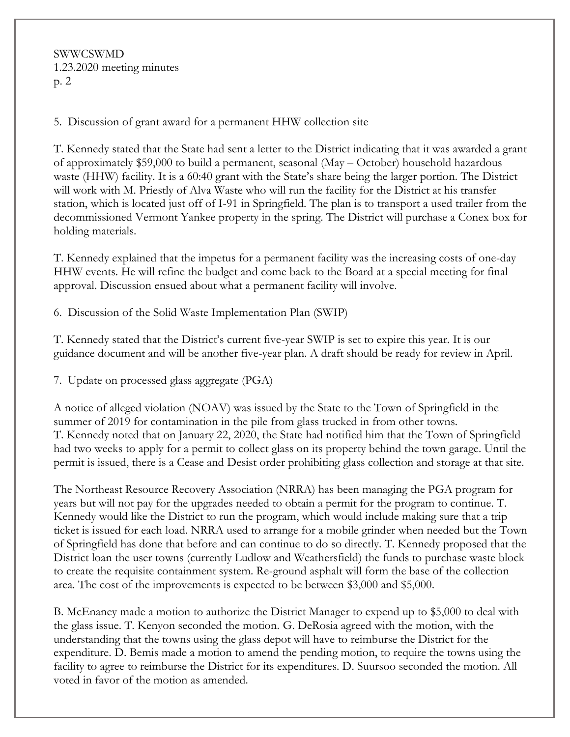5. Discussion of grant award for a permanent HHW collection site

T. Kennedy stated that the State had sent a letter to the District indicating that it was awarded a grant of approximately $59,000 to build a permanent, seasonal (May – October) household hazardous waste (HHW) facility. It is a 60:40 grant with the State's share being the larger portion. The District will work with M. Priestly of Alva Waste who will run the facility for the District at his transfer station, which is located just off of I-91 in Springfield. The plan is to transport a used trailer from the decommissioned Vermont Yankee property in the spring. The District will purchase a Conex box for holding materials.

T. Kennedy explained that the impetus for a permanent facility was the increasing costs of one-day HHW events. He will refine the budget and come back to the Board at a special meeting for final approval. Discussion ensued about what a permanent facility will involve.

6. Discussion of the Solid Waste Implementation Plan (SWIP)

T. Kennedy stated that the District's current five-year SWIP is set to expire this year. It is our guidance document and will be another five-year plan. A draft should be ready for review in April.

7. Update on processed glass aggregate (PGA)

A notice of alleged violation (NOAV) was issued by the State to the Town of Springfield in the summer of 2019 for contamination in the pile from glass trucked in from other towns. T. Kennedy noted that on January 22, 2020, the State had notified him that the Town of Springfield had two weeks to apply for a permit to collect glass on its property behind the town garage. Until the permit is issued, there is a Cease and Desist order prohibiting glass collection and storage at that site.

The Northeast Resource Recovery Association (NRRA) has been managing the PGA program for years but will not pay for the upgrades needed to obtain a permit for the program to continue. T. Kennedy would like the District to run the program, which would include making sure that a trip ticket is issued for each load. NRRA used to arrange for a mobile grinder when needed but the Town of Springfield has done that before and can continue to do so directly. T. Kennedy proposed that the District loan the user towns (currently Ludlow and Weathersfield) the funds to purchase waste block to create the requisite containment system. Re-ground asphalt will form the base of the collection area. The cost of the improvements is expected to be between $3,000 and $5,000.

B. McEnaney made a motion to authorize the District Manager to expend up to $5,000 to deal with the glass issue. T. Kenyon seconded the motion. G. DeRosia agreed with the motion, with the understanding that the towns using the glass depot will have to reimburse the District for the expenditure. D. Bemis made a motion to amend the pending motion, to require the towns using the facility to agree to reimburse the District for its expenditures. D. Suursoo seconded the motion. All voted in favor of the motion as amended.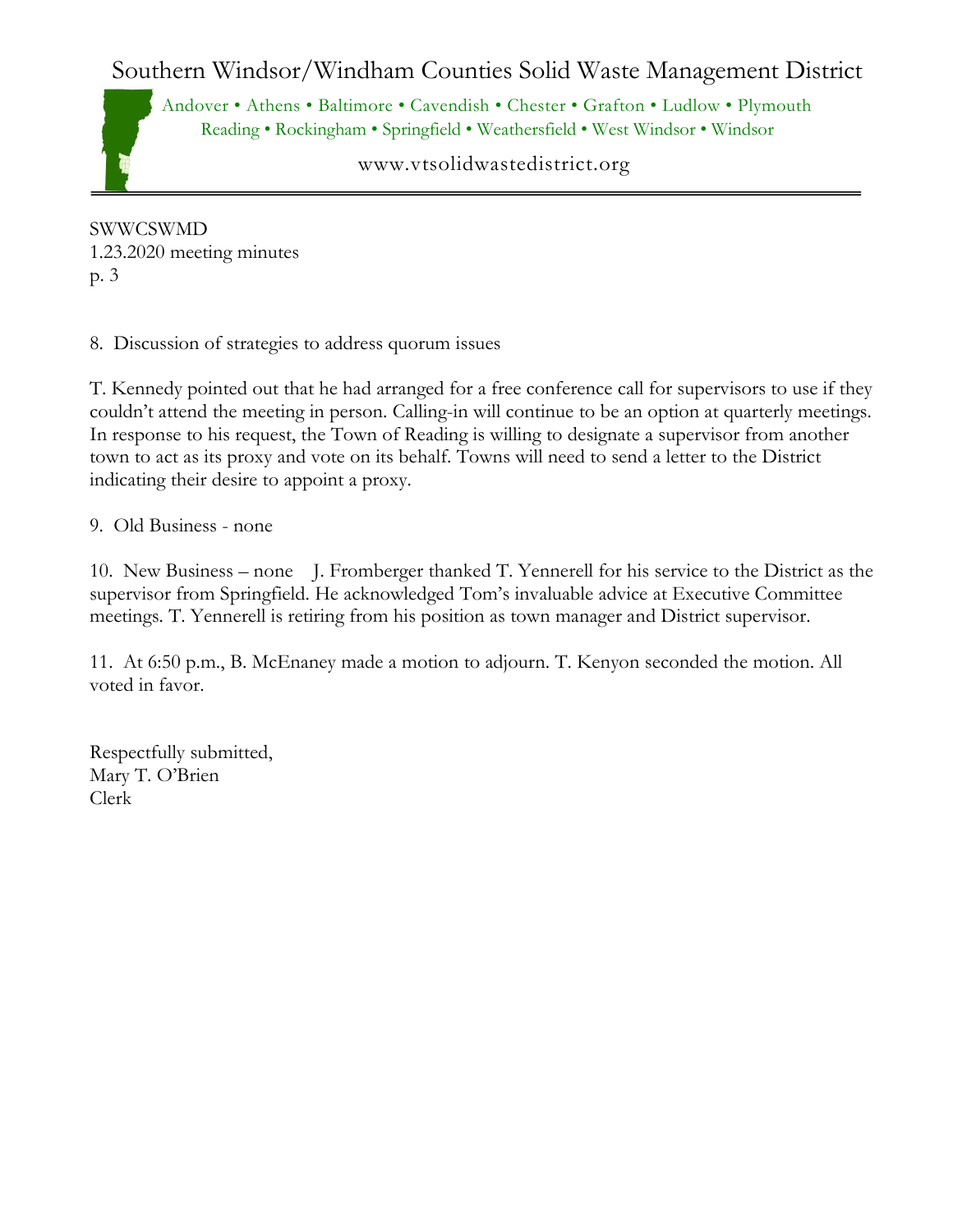# Southern Windsor/Windham Counties Solid Waste Management District

Andover • Athens • Baltimore • Cavendish • Chester • Grafton • Ludlow • Plymouth
Reading • Rockingham • Springfield • Weathersfield • West Windsor • Windsor

www.vtsolidwastedistrict.org

SWWCSWMD
1.23.2020 meeting minutes
p. 3

8. Discussion of strategies to address quorum issues

T. Kennedy pointed out that he had arranged for a free conference call for supervisors to use if they couldn't attend the meeting in person. Calling-in will continue to be an option at quarterly meetings. In response to his request, the Town of Reading is willing to designate a supervisor from another town to act as its proxy and vote on its behalf. Towns will need to send a letter to the District indicating their desire to appoint a proxy.

9. Old Business - none

10. New Business – none J. Fromberger thanked T. Yennerell for his service to the District as the supervisor from Springfield. He acknowledged Tom's invaluable advice at Executive Committee meetings. T. Yennerell is retiring from his position as town manager and District supervisor.

11. At 6:50 p.m., B. McEnaney made a motion to adjourn. T. Kenyon seconded the motion. All voted in favor.

Respectfully submitted,
Mary T. O'Brien
Clerk